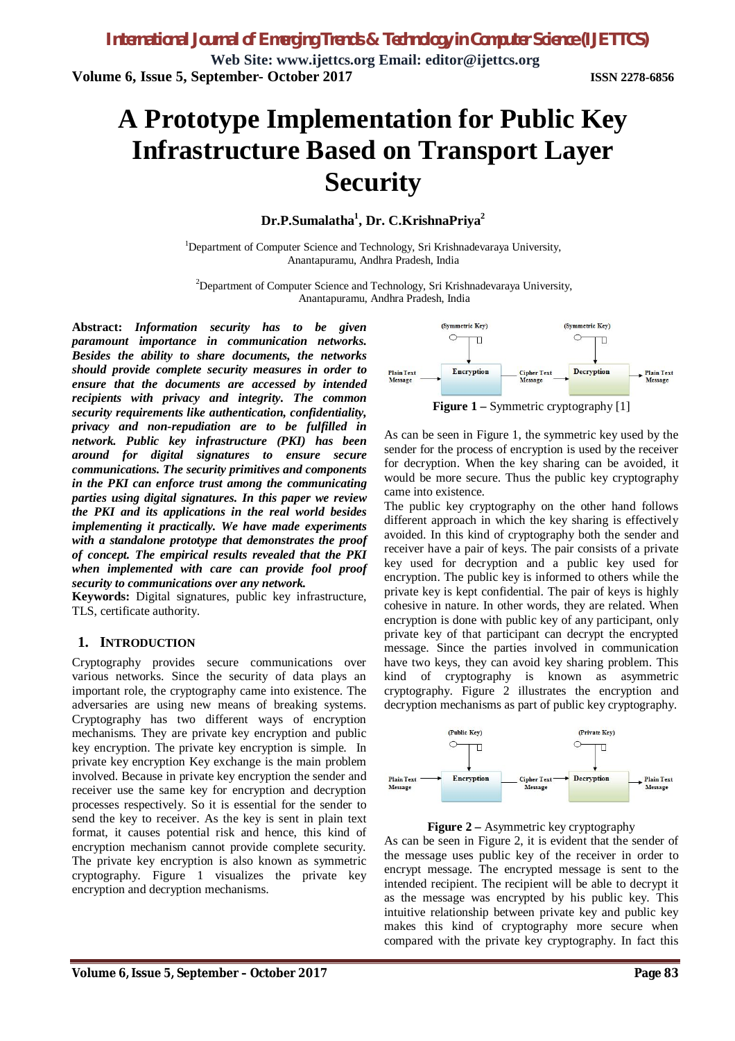# A Prototype Implementation for Public Key Infrastructure Based on Transport Layer Security

**Dr.P.Sumalatha[1], Dr. C.KrishnaPriya[2]**

[1]Department of Computer Science and Technology, Sri Krishnadevaraya University, Anantapuramu, Andhra Pradesh, India

[2]Department of Computer Science and Technology, Sri Krishnadevaraya University, Anantapuramu, Andhra Pradesh, India

**Abstract:** ***Information security has to be given paramount importance in communication networks. Besides the ability to share documents, the networks should provide complete security measures in order to ensure that the documents are accessed by intended recipients with privacy and integrity. The common security requirements like authentication, confidentiality, privacy and non-repudiation are to be fulfilled in network. Public key infrastructure (PKI) has been around for digital signatures to ensure secure communications. The security primitives and components in the PKI can enforce trust among the communicating parties using digital signatures. In this paper we review the PKI and its applications in the real world besides implementing it practically. We have made experiments with a standalone prototype that demonstrates the proof of concept. The empirical results revealed that the PKI when implemented with care can provide fool proof security to communications over any network.***

**Keywords:** Digital signatures, public key infrastructure, TLS, certificate authority.

## 1. INTRODUCTION

Cryptography provides secure communications over various networks. Since the security of data plays an important role, the cryptography came into existence. The adversaries are using new means of breaking systems. Cryptography has two different ways of encryption mechanisms. They are private key encryption and public key encryption. The private key encryption is simple. In private key encryption Key exchange is the main problem involved. Because in private key encryption the sender and receiver use the same key for encryption and decryption processes respectively. So it is essential for the sender to send the key to receiver. As the key is sent in plain text format, it causes potential risk and hence, this kind of encryption mechanism cannot provide complete security. The private key encryption is also known as symmetric cryptography. Figure 1 visualizes the private key encryption and decryption mechanisms.

(Symmetric Key) (Symmetric Key)

Plain Text Message → Encryption → Cipher Text Message → Decryption → Plain Text Message

**Figure 1 –** Symmetric cryptography [1]

As can be seen in Figure 1, the symmetric key used by the sender for the process of encryption is used by the receiver for decryption. When the key sharing can be avoided, it would be more secure. Thus the public key cryptography came into existence.

The public key cryptography on the other hand follows different approach in which the key sharing is effectively avoided. In this kind of cryptography both the sender and receiver have a pair of keys. The pair consists of a private key used for decryption and a public key used for encryption. The public key is informed to others while the private key is kept confidential. The pair of keys is highly cohesive in nature. In other words, they are related. When encryption is done with public key of any participant, only private key of that participant can decrypt the encrypted message. Since the parties involved in communication have two keys, they can avoid key sharing problem. This kind of cryptography is known as asymmetric cryptography. Figure 2 illustrates the encryption and decryption mechanisms as part of public key cryptography.

(Public Key) (Private Key)

Plain Text Message → Encryption → Cipher Text Message → Decryption → Plain Text Message

**Figure 2 –** Asymmetric key cryptography

As can be seen in Figure 2, it is evident that the sender of the message uses public key of the receiver in order to encrypt message. The encrypted message is sent to the intended recipient. The recipient will be able to decrypt it as the message was encrypted by his public key. This intuitive relationship between private key and public key makes this kind of cryptography more secure when compared with the private key cryptography. In fact this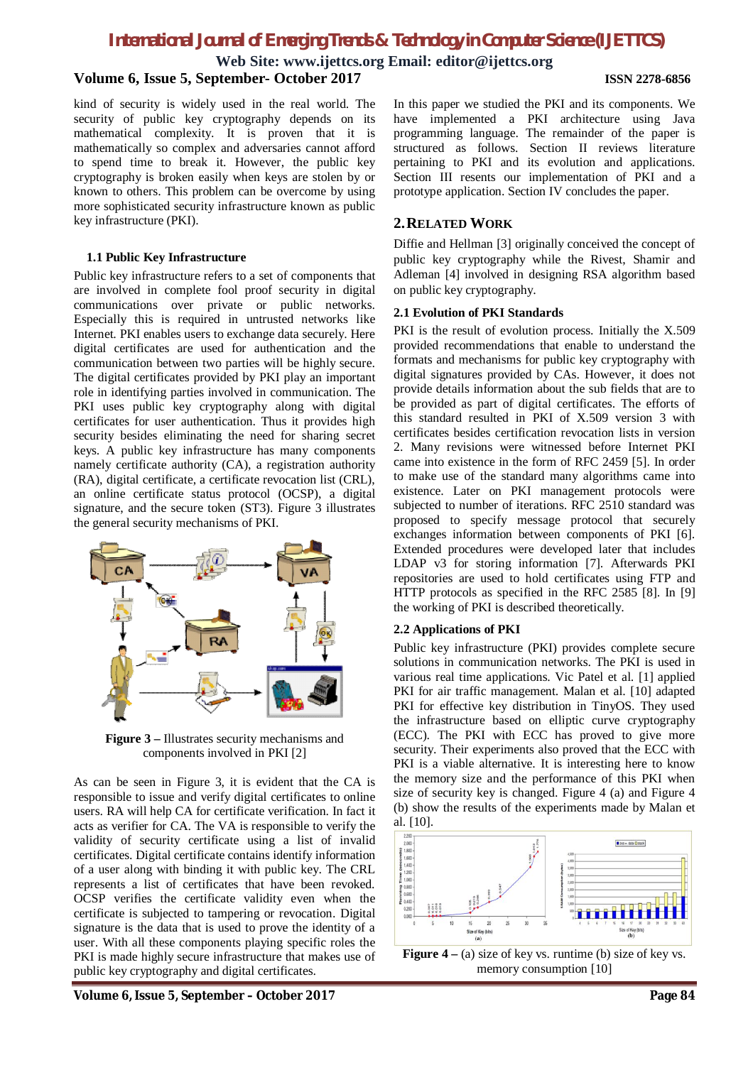kind of security is widely used in the real world. The security of public key cryptography depends on its mathematical complexity. It is proven that it is mathematically so complex and adversaries cannot afford to spend time to break it. However, the public key cryptography is broken easily when keys are stolen by or known to others. This problem can be overcome by using more sophisticated security infrastructure known as public key infrastructure (PKI).

### 1.1 Public Key Infrastructure

Public key infrastructure refers to a set of components that are involved in complete fool proof security in digital communications over private or public networks. Especially this is required in untrusted networks like Internet. PKI enables users to exchange data securely. Here digital certificates are used for authentication and the communication between two parties will be highly secure. The digital certificates provided by PKI play an important role in identifying parties involved in communication. The PKI uses public key cryptography along with digital certificates for user authentication. Thus it provides high security besides eliminating the need for sharing secret keys. A public key infrastructure has many components namely certificate authority (CA), a registration authority (RA), digital certificate, a certificate revocation list (CRL), an online certificate status protocol (OCSP), a digital signature, and the secure token (ST3). Figure 3 illustrates the general security mechanisms of PKI.

**Figure 3 –** Illustrates security mechanisms and components involved in PKI [2]

As can be seen in Figure 3, it is evident that the CA is responsible to issue and verify digital certificates to online users. RA will help CA for certificate verification. In fact it acts as verifier for CA. The VA is responsible to verify the validity of security certificate using a list of invalid certificates. Digital certificate contains identify information of a user along with binding it with public key. The CRL represents a list of certificates that have been revoked. OCSP verifies the certificate validity even when the certificate is subjected to tampering or revocation. Digital signature is the data that is used to prove the identity of a user. With all these components playing specific roles the PKI is made highly secure infrastructure that makes use of public key cryptography and digital certificates.

In this paper we studied the PKI and its components. We have implemented a PKI architecture using Java programming language. The remainder of the paper is structured as follows. Section II reviews literature pertaining to PKI and its evolution and applications. Section III resents our implementation of PKI and a prototype application. Section IV concludes the paper.

## 2. RELATED WORK

Diffie and Hellman [3] originally conceived the concept of public key cryptography while the Rivest, Shamir and Adleman [4] involved in designing RSA algorithm based on public key cryptography.

### 2.1 Evolution of PKI Standards

PKI is the result of evolution process. Initially the X.509 provided recommendations that enable to understand the formats and mechanisms for public key cryptography with digital signatures provided by CAs. However, it does not provide details information about the sub fields that are to be provided as part of digital certificates. The efforts of this standard resulted in PKI of X.509 version 3 with certificates besides certification revocation lists in version 2. Many revisions were witnessed before Internet PKI came into existence in the form of RFC 2459 [5]. In order to make use of the standard many algorithms came into existence. Later on PKI management protocols were subjected to number of iterations. RFC 2510 standard was proposed to specify message protocol that securely exchanges information between components of PKI [6]. Extended procedures were developed later that includes LDAP v3 for storing information [7]. Afterwards PKI repositories are used to hold certificates using FTP and HTTP protocols as specified in the RFC 2585 [8]. In [9] the working of PKI is described theoretically.

### 2.2 Applications of PKI

Public key infrastructure (PKI) provides complete secure solutions in communication networks. The PKI is used in various real time applications. Vic Patel et al. [1] applied PKI for air traffic management. Malan et al. [10] adapted PKI for effective key distribution in TinyOS. They used the infrastructure based on elliptic curve cryptography (ECC). The PKI with ECC has proved to give more security. Their experiments also proved that the ECC with PKI is a viable alternative. It is interesting here to know the memory size and the performance of this PKI when size of security key is changed. Figure 4 (a) and Figure 4 (b) show the results of the experiments made by Malan et al. [10].

**Figure 4 –** (a) size of key vs. runtime (b) size of key vs. memory consumption [10]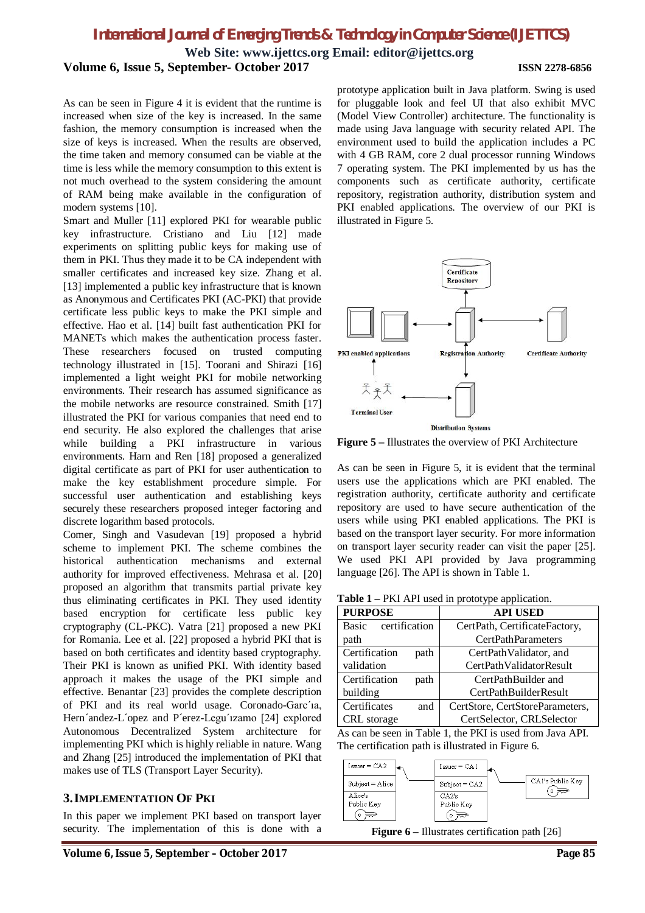As can be seen in Figure 4 it is evident that the runtime is increased when size of the key is increased. In the same fashion, the memory consumption is increased when the size of keys is increased. When the results are observed, the time taken and memory consumed can be viable at the time is less while the memory consumption to this extent is not much overhead to the system considering the amount of RAM being make available in the configuration of modern systems [10].

Smart and Muller [11] explored PKI for wearable public key infrastructure. Cristiano and Liu [12] made experiments on splitting public keys for making use of them in PKI. Thus they made it to be CA independent with smaller certificates and increased key size. Zhang et al. [13] implemented a public key infrastructure that is known as Anonymous and Certificates PKI (AC-PKI) that provide certificate less public keys to make the PKI simple and effective. Hao et al. [14] built fast authentication PKI for MANETs which makes the authentication process faster. These researchers focused on trusted computing technology illustrated in [15]. Toorani and Shirazi [16] implemented a light weight PKI for mobile networking environments. Their research has assumed significance as the mobile networks are resource constrained. Smith [17] illustrated the PKI for various companies that need end to end security. He also explored the challenges that arise while building a PKI infrastructure in various environments. Harn and Ren [18] proposed a generalized digital certificate as part of PKI for user authentication to make the key establishment procedure simple. For successful user authentication and establishing keys securely these researchers proposed integer factoring and discrete logarithm based protocols.

Comer, Singh and Vasudevan [19] proposed a hybrid scheme to implement PKI. The scheme combines the historical authentication mechanisms and external authority for improved effectiveness. Mehrasa et al. [20] proposed an algorithm that transmits partial private key thus eliminating certificates in PKI. They used identity based encryption for certificate less public key cryptography (CL-PKC). Vatra [21] proposed a new PKI for Romania. Lee et al. [22] proposed a hybrid PKI that is based on both certificates and identity based cryptography. Their PKI is known as unified PKI. With identity based approach it makes the usage of the PKI simple and effective. Benantar [23] provides the complete description of PKI and its real world usage. Coronado-Garc´ıa, Hern´andez-L´opez and P´erez-Legu´ızamo [24] explored Autonomous Decentralized System architecture for implementing PKI which is highly reliable in nature. Wang and Zhang [25] introduced the implementation of PKI that makes use of TLS (Transport Layer Security).

## 3. Implementation Of PKI

In this paper we implement PKI based on transport layer security. The implementation of this is done with a prototype application built in Java platform. Swing is used for pluggable look and feel UI that also exhibit MVC (Model View Controller) architecture. The functionality is made using Java language with security related API. The environment used to build the application includes a PC with 4 GB RAM, core 2 dual processor running Windows 7 operating system. The PKI implemented by us has the components such as certificate authority, certificate repository, registration authority, distribution system and PKI enabled applications. The overview of our PKI is illustrated in Figure 5.

**Figure 5 –** Illustrates the overview of PKI Architecture

As can be seen in Figure 5, it is evident that the terminal users use the applications which are PKI enabled. The registration authority, certificate authority and certificate repository are used to have secure authentication of the users while using PKI enabled applications. The PKI is based on the transport layer security. For more information on transport layer security reader can visit the paper [25]. We used PKI API provided by Java programming language [26]. The API is shown in Table 1.

**Table 1 –** PKI API used in prototype application.

| PURPOSE | API USED |
|---|---|
| Basic certification path | CertPath, CertificateFactory, CertPathParameters |
| Certification path validation | CertPathValidator, and CertPathValidatorResult |
| Certification path building | CertPathBuilder and CertPathBuilderResult |
| Certificates and CRL storage | CertStore, CertStoreParameters, CertSelector, CRLSelector |

As can be seen in Table 1, the PKI is used from Java API. The certification path is illustrated in Figure 6.

**Figure 6 –** Illustrates certification path [26]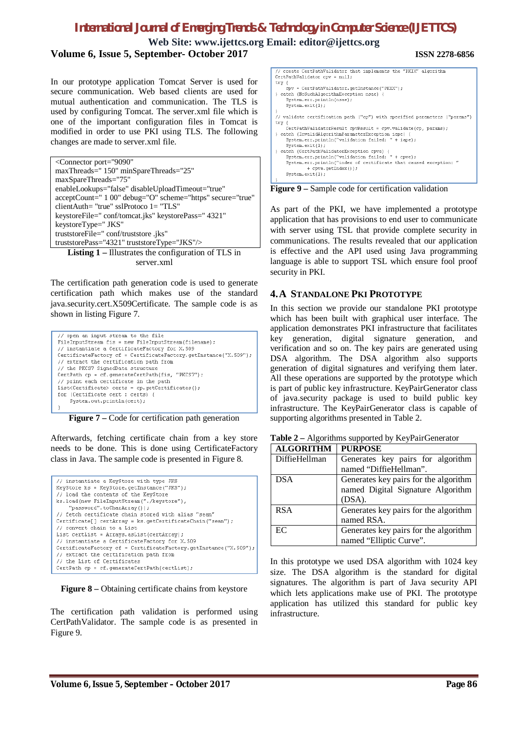In our prototype application Tomcat Server is used for secure communication. Web based clients are used for mutual authentication and communication. The TLS is used by configuring Tomcat. The server.xml file which is one of the important configuration files in Tomcat is modified in order to use PKI using TLS. The following changes are made to server.xml file.

```
<Connector port="9090"
maxThreads=" 150" minSpareThreads="25"
maxSpareThreads="75"
enableLookups="false" disableUploadTimeout="true"
acceptCount=" 1 00" debug="O" scheme="https" secure="true"
clientAuth= "true" sslProtoco 1= "TLS"
keystoreFile=" conf/tomcat.jks" keystorePass=" 4321"
keystoreType=" JKS"
truststoreFile=" conf/truststore .jks"
truststorePass="4321" truststoreType="JKS"/>
```

**Listing 1 –** Illustrates the configuration of TLS in server.xml

The certification path generation code is used to generate certification path which makes use of the standard java.security.cert.X509Certificate. The sample code is as shown in listing Figure 7.

```
// open an input stream to the file
FileInputStream fis = new FileInputStream(filename);
// instantiate a CertificateFactory for X.509
CertificateFactory cf = CertificateFactory.getInstance("X.509");
// extract the certification path from
// the PKCS7 SignedData structure
CertPath cp = cf.generateCertPath(fis, "PKCS7");
// print each certificate in the path
List<Certificate> certs = cp.getCertificates();
for (Certificate cert : certs) {
    System.out.println(cert);
}
```

**Figure 7 –** Code for certification path generation

Afterwards, fetching certificate chain from a key store needs to be done. This is done using CertificateFactory class in Java. The sample code is presented in Figure 8.

```
// instantiate a KeyStore with type JKS
KeyStore ks = KeyStore.getInstance("JKS");
// load the contents of the KeyStore
ks.load(new FileInputStream("./keystore"),
    "password".toCharArray());
// fetch certificate chain stored with alias "sean"
Certificate[] certArray = ks.getCertificateChain("sean");
// convert chain to a List
List certList = Arrays.asList(certArray);
// instantiate a CertificateFactory for X.509
CertificateFactory cf = CertificateFactory.getInstance("X.509");
// extract the certification path from
// the List of Certificates
CertPath cp = cf.generateCertPath(certList);
```

**Figure 8 –** Obtaining certificate chains from keystore

The certification path validation is performed using CertPathValidator. The sample code is as presented in Figure 9.

```
// create CertPathValidator that implements the "PKIX" algorithm
CertPathValidator cpv = null;
try {
    cpv = CertPathValidator.getInstance("PKIX");
} catch (NoSuchAlgorithmException nsae) {
    System.err.println(nsae);
    System.exit(1);
}
// validate certification path ("cp") with specified parameters ("params")
try {
    CertPathValidatorResult cpvResult = cpv.validate(cp, params);
} catch (InvalidAlgorithmParameterException iape) {
    System.err.println("validation failed: " + iape);
    System.exit(1);
} catch (CertPathValidatorException cpve) {
    System.err.println("validation failed: " + cpve);
    System.err.println("index of certificate that caused exception: "
        + cpve.getIndex());
    System.exit(1);
}
```

**Figure 9 –** Sample code for certification validation

As part of the PKI, we have implemented a prototype application that has provisions to end user to communicate with server using TSL that provide complete security in communications. The results revealed that our application is effective and the API used using Java programming language is able to support TSL which ensure fool proof security in PKI.

## 4. A Standalone PKI Prototype

In this section we provide our standalone PKI prototype which has been built with graphical user interface. The application demonstrates PKI infrastructure that facilitates key generation, digital signature generation, and verification and so on. The key pairs are generated using DSA algorithm. The DSA algorithm also supports generation of digital signatures and verifying them later. All these operations are supported by the prototype which is part of public key infrastructure. KeyPairGenerator class of java.security package is used to build public key infrastructure. The KeyPairGenerator class is capable of supporting algorithms presented in Table 2.

**Table 2 –** Algorithms supported by KeyPairGenerator

| ALGORITHM | PURPOSE |
|---|---|
| DiffieHellman | Generates key pairs for algorithm named "DiffieHellman". |
| DSA | Generates key pairs for the algorithm named Digital Signature Algorithm (DSA). |
| RSA | Generates key pairs for the algorithm named RSA. |
| EC | Generates key pairs for the algorithm named "Elliptic Curve". |

In this prototype we used DSA algorithm with 1024 key size. The DSA algorithm is the standard for digital signatures. The algorithm is part of Java security API which lets applications make use of PKI. The prototype application has utilized this standard for public key infrastructure.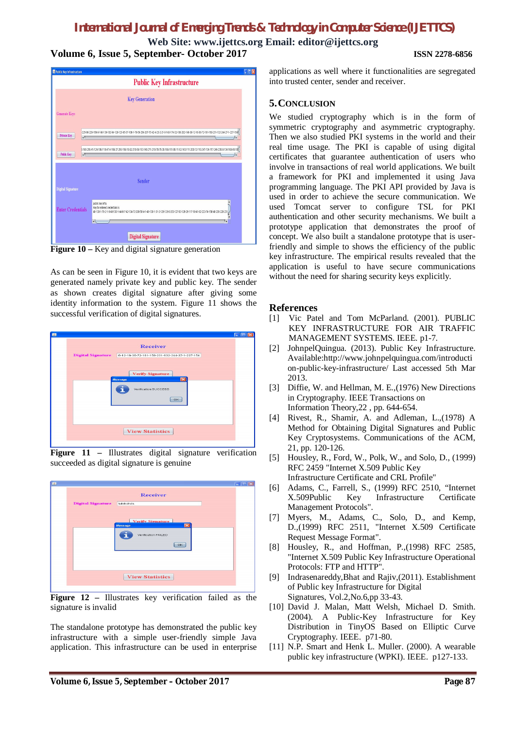Figure 10 – Key and digital signature generation

As can be seen in Figure 10, it is evident that two keys are generated namely private key and public key. The sender as shown creates digital signature after giving some identity information to the system. Figure 11 shows the successful verification of digital signatures.

**Figure 11** – Illustrates digital signature verification succeeded as digital signature is genuine

**Figure 12** – Illustrates key verification failed as the signature is invalid

The standalone prototype has demonstrated the public key infrastructure with a simple user-friendly simple Java application. This infrastructure can be used in enterprise applications as well where it functionalities are segregated into trusted center, sender and receiver.

## 5. CONCLUSION

We studied cryptography which is in the form of symmetric cryptography and asymmetric cryptography. Then we also studied PKI systems in the world and their real time usage. The PKI is capable of using digital certificates that guarantee authentication of users who involve in transactions of real world applications. We built a framework for PKI and implemented it using Java programming language. The PKI API provided by Java is used in order to achieve the secure communication. We used Tomcat server to configure TSL for PKI authentication and other security mechanisms. We built a prototype application that demonstrates the proof of concept. We also built a standalone prototype that is user-friendly and simple to shows the efficiency of the public key infrastructure. The empirical results revealed that the application is useful to have secure communications without the need for sharing security keys explicitly.

## References

[1] Vic Patel and Tom McParland. (2001). PUBLIC KEY INFRASTRUCTURE FOR AIR TRAFFIC MANAGEMENT SYSTEMS. IEEE. p1-7.

[2] JohnpelQuingua. (2013). Public Key Infrastructure. Available:http://www.johnpelquingua.com/introduction-public-key-infrastructure/ Last accessed 5th Mar 2013.

[3] Diffie, W. and Hellman, M. E.,(1976) New Directions in Cryptography. IEEE Transactions on Information Theory,22 , pp. 644-654.

[4] Rivest, R., Shamir, A. and Adleman, L.,(1978) A Method for Obtaining Digital Signatures and Public Key Cryptosystems. Communications of the ACM, 21, pp. 120-126.

[5] Housley, R., Ford, W., Polk, W., and Solo, D., (1999) RFC 2459 "Internet X.509 Public Key Infrastructure Certificate and CRL Profile"

[6] Adams, C., Farrell, S., (1999) RFC 2510, "Internet X.509Public Key Infrastructure Certificate Management Protocols".

[7] Myers, M., Adams, C., Solo, D., and Kemp, D.,(1999) RFC 2511, "Internet X.509 Certificate Request Message Format".

[8] Housley, R., and Hoffman, P.,(1998) RFC 2585, "Internet X.509 Public Key Infrastructure Operational Protocols: FTP and HTTP".

[9] Indrasenareddy,Bhat and Rajiv,(2011). Establishment of Public key Infrastructure for Digital Signatures, Vol.2,No.6,pp 33-43.

[10] David J. Malan, Matt Welsh, Michael D. Smith. (2004). A Public-Key Infrastructure for Key Distribution in TinyOS Based on Elliptic Curve Cryptography. IEEE. p71-80.

[11] N.P. Smart and Henk L. Muller. (2000). A wearable public key infrastructure (WPKI). IEEE. p127-133.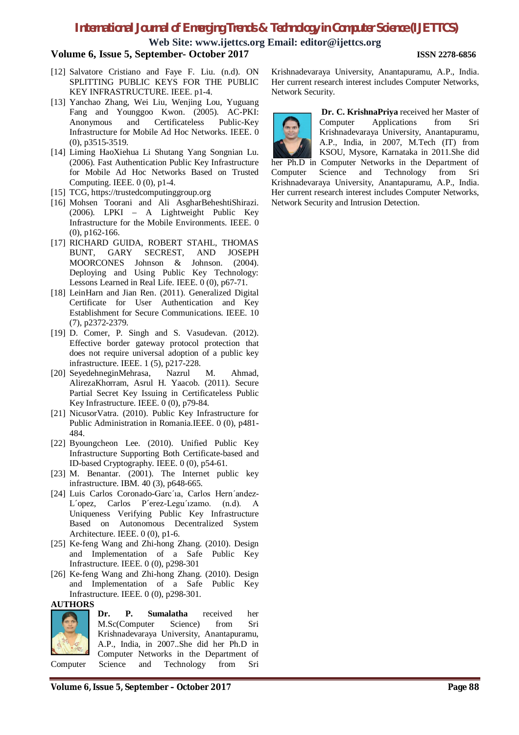[12] Salvatore Cristiano and Faye F. Liu. (n.d). ON SPLITTING PUBLIC KEYS FOR THE PUBLIC KEY INFRASTRUCTURE. IEEE. p1-4.

[13] Yanchao Zhang, Wei Liu, Wenjing Lou, Yuguang Fang and Younggoo Kwon. (2005). AC-PKI: Anonymous and Certificateless Public-Key Infrastructure for Mobile Ad Hoc Networks. IEEE. 0 (0), p3515-3519.

[14] Liming HaoXiehua Li Shutang Yang Songnian Lu. (2006). Fast Authentication Public Key Infrastructure for Mobile Ad Hoc Networks Based on Trusted Computing. IEEE. 0 (0), p1-4.

[15] TCG, https://trustedcomputinggroup.org

[16] Mohsen Toorani and Ali AsgharBeheshtiShirazi. (2006). LPKI – A Lightweight Public Key Infrastructure for the Mobile Environments. IEEE. 0 (0), p162-166.

[17] RICHARD GUIDA, ROBERT STAHL, THOMAS BUNT, GARY SECREST, AND JOSEPH MOORCONES Johnson & Johnson. (2004). Deploying and Using Public Key Technology: Lessons Learned in Real Life. IEEE. 0 (0), p67-71.

[18] LeinHarn and Jian Ren. (2011). Generalized Digital Certificate for User Authentication and Key Establishment for Secure Communications. IEEE. 10 (7), p2372-2379.

[19] D. Comer, P. Singh and S. Vasudevan. (2012). Effective border gateway protocol protection that does not require universal adoption of a public key infrastructure. IEEE. 1 (5), p217-228.

[20] SeyedehneginMehrasa, Nazrul M. Ahmad, AlirezaKhorram, Asrul H. Yaacob. (2011). Secure Partial Secret Key Issuing in Certificateless Public Key Infrastructure. IEEE. 0 (0), p79-84.

[21] NicusorVatra. (2010). Public Key Infrastructure for Public Administration in Romania.IEEE. 0 (0), p481-484.

[22] Byoungcheon Lee. (2010). Unified Public Key Infrastructure Supporting Both Certificate-based and ID-based Cryptography. IEEE. 0 (0), p54-61.

[23] M. Benantar. (2001). The Internet public key infrastructure. IBM. 40 (3), p648-665.

[24] Luis Carlos Coronado-Garc´ıa, Carlos Hern´andez-L´opez, Carlos P´erez-Legu´ızamo. (n.d). A Uniqueness Verifying Public Key Infrastructure Based on Autonomous Decentralized System Architecture. IEEE. 0 (0), p1-6.

[25] Ke-feng Wang and Zhi-hong Zhang. (2010). Design and Implementation of a Safe Public Key Infrastructure. IEEE. 0 (0), p298-301

[26] Ke-feng Wang and Zhi-hong Zhang. (2010). Design and Implementation of a Safe Public Key Infrastructure. IEEE. 0 (0), p298-301.

## AUTHORS

**Dr. P. Sumalatha** received her M.Sc(Computer Science) from Sri Krishnadevaraya University, Anantapuramu, A.P., India, in 2007..She did her Ph.D in Computer Networks in the Department of Computer Science and Technology from Sri Krishnadevaraya University, Anantapuramu, A.P., India. Her current research interest includes Computer Networks, Network Security.

**Dr. C. KrishnaPriya** received her Master of Computer Applications from Sri Krishnadevaraya University, Anantapuramu, A.P., India, in 2007, M.Tech (IT) from KSOU, Mysore, Karnataka in 2011.She did her Ph.D in Computer Networks in the Department of Computer Science and Technology from Sri Krishnadevaraya University, Anantapuramu, A.P., India. Her current research interest includes Computer Networks, Network Security and Intrusion Detection.